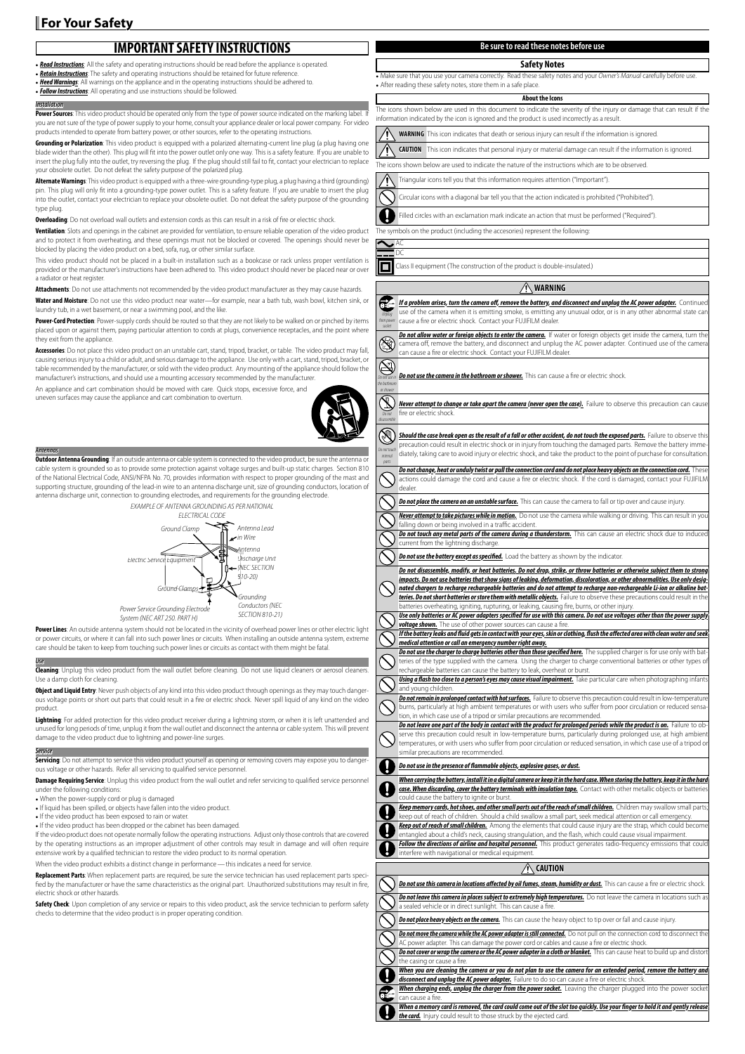# For Your Safety

## IMPORTANT SAFETY INSTRUCTIONS

- ***Read Instructions***: All the safety and operating instructions should be read before the appliance is operated.
- ***Retain Instructions***: The safety and operating instructions should be retained for future reference.
- ***Heed Warnings***: All warnings on the appliance and in the operating instructions should be adhered to.
- ***Follow Instructions***: All operating and use instructions should be followed.

### *Installation*

**Power Sources**: This video product should be operated only from the type of power source indicated on the marking label. If you are not sure of the type of power supply to your home, consult your appliance dealer or local power company. For video products intended to operate from battery power, or other sources, refer to the operating instructions.

**Grounding or Polarization**: This video product is equipped with a polarized alternating-current line plug (a plug having one blade wider than the other). This plug will fit into the power outlet only one way. This is a safety feature. If you are unable to insert the plug fully into the outlet, try reversing the plug. If the plug should still fail to fit, contact your electrician to replace your obsolete outlet. Do not defeat the safety purpose of the polarized plug.

**Alternate Warnings**: This video product is equipped with a three-wire grounding-type plug, a plug having a third (grounding) pin. This plug will only fit into a grounding-type power outlet. This is a safety feature. If you are unable to insert the plug into the outlet, contact your electrician to replace your obsolete outlet. Do not defeat the safety purpose of the grounding type plug.

**Overloading**: Do not overload wall outlets and extension cords as this can result in a risk of fire or electric shock.

**Ventilation**: Slots and openings in the cabinet are provided for ventilation, to ensure reliable operation of the video product and to protect it from overheating, and these openings must not be blocked or covered. The openings should never be blocked by placing the video product on a bed, sofa, rug, or other similar surface.

This video product should not be placed in a built-in installation such as a bookcase or rack unless proper ventilation is provided or the manufacturer's instructions have been adhered to. This video product should never be placed near or over a radiator or heat register.

**Attachments**: Do not use attachments not recommended by the video product manufacturer as they may cause hazards.

**Water and Moisture**: Do not use this video product near water—for example, near a bath tub, wash bowl, kitchen sink, or laundry tub, in a wet basement, or near a swimming pool, and the like.

**Power-Cord Protection**: Power-supply cords should be routed so that they are not likely to be walked on or pinched by items placed upon or against them, paying particular attention to cords at plugs, convenience receptacles, and the point where they exit from the appliance.

**Accessories**: Do not place this video product on an unstable cart, stand, tripod, bracket, or table. The video product may fall, causing serious injury to a child or adult, and serious damage to the appliance. Use only with a cart, stand, tripod, bracket, or table recommended by the manufacturer, or sold with the video product. Any mounting of the appliance should follow the manufacturer's instructions, and should use a mounting accessory recommended by the manufacturer.

An appliance and cart combination should be moved with care. Quick stops, excessive force, and uneven surfaces may cause the appliance and cart combination to overturn.

### *Antennas*

**Outdoor Antenna Grounding**: If an outside antenna or cable system is connected to the video product, be sure the antenna or cable system is grounded so as to provide some protection against voltage surges and built-up static charges. Section 810 of the National Electrical Code, ANSI/NFPA No. 70, provides information with respect to proper grounding of the mast and supporting structure, grounding of the lead-in wire to an antenna discharge unit, size of grounding conductors, location of antenna discharge unit, connection to grounding electrodes, and requirements for the grounding electrode.

*EXAMPLE OF ANTENNA GROUNDING AS PER NATIONAL ELECTRICAL CODE*

Ground Clamp
Antenna Lead in Wire
Antenna Discharge Unit (NEC SECTION 810-20)
Electric Service Equipment
Ground Clamps
Grounding Conductors (NEC SECTION 810-21)
Power Service Grounding Electrode System (NEC ART 250. PART H)

**Power Lines**: An outside antenna system should not be located in the vicinity of overhead power lines or other electric light or power circuits, or where it can fall into such power lines or circuits. When installing an outside antenna system, extreme care should be taken to keep from touching such power lines or circuits as contact with them might be fatal.

### *Use*

**Cleaning**: Unplug this video product from the wall outlet before cleaning. Do not use liquid cleaners or aerosol cleaners. Use a damp cloth for cleaning.

**Object and Liquid Entry**: Never push objects of any kind into this video product through openings as they may touch dangerous voltage points or short out parts that could result in a fire or electric shock. Never spill liquid of any kind on the video product.

**Lightning**: For added protection for this video product receiver during a lightning storm, or when it is left unattended and unused for long periods of time, unplug it from the wall outlet and disconnect the antenna or cable system. This will prevent damage to the video product due to lightning and power-line surges.

### *Service*

**Servicing**: Do not attempt to service this video product yourself as opening or removing covers may expose you to dangerous voltage or other hazards. Refer all servicing to qualified service personnel.

**Damage Requiring Service**: Unplug this video product from the wall outlet and refer servicing to qualified service personnel under the following conditions:

- When the power-supply cord or plug is damaged
- If liquid has been spilled, or objects have fallen into the video product.
- If the video product has been exposed to rain or water.
- If the video product has been dropped or the cabinet has been damaged.

If the video product does not operate normally follow the operating instructions. Adjust only those controls that are covered by the operating instructions as an improper adjustment of other controls may result in damage and will often require extensive work by a qualified technician to restore the video product to its normal operation.

When the video product exhibits a distinct change in performance—this indicates a need for service.

**Replacement Parts**: When replacement parts are required, be sure the service technician has used replacement parts specified by the manufacturer or have the same characteristics as the original part. Unauthorized substitutions may result in fire, electric shock or other hazards.

**Safety Check**: Upon completion of any service or repairs to this video product, ask the service technician to perform safety checks to determine that the video product is in proper operating condition.

## Be sure to read these notes before use

### Safety Notes

- Make sure that you use your camera correctly. Read these safety notes and your *Owner's Manual* carefully before use.
- After reading these safety notes, store them in a safe place.

#### About the Icons

The icons shown below are used in this document to indicate the severity of the injury or damage that can result if the information indicated by the icon is ignored and the product is used incorrectly as a result.

**WARNING** This icon indicates that death or serious injury can result if the information is ignored.

**CAUTION** This icon indicates that personal injury or material damage can result if the information is ignored.

The icons shown below are used to indicate the nature of the instructions which are to be observed.

Triangular icons tell you that this information requires attention ("Important").

Circular icons with a diagonal bar tell you that the action indicated is prohibited ("Prohibited").

Filled circles with an exclamation mark indicate an action that must be performed ("Required").

The symbols on the product (including the accesories) represent the following:

AC

DC

Class II equipment (The construction of the product is double-insulated.)

### WARNING

Unplug from power socket: ***If a problem arises, turn the camera off, remove the battery, and disconnect and unplug the AC power adapter.*** Continued use of the camera when it is emitting smoke, is emitting any unusual odor, or is in any other abnormal state can cause a fire or electric shock. Contact your FUJIFILM dealer.

***Do not allow water or foreign objects to enter the camera.*** If water or foreign objects get inside the camera, turn the camera off, remove the battery, and disconnect and unplug the AC power adapter. Continued use of the camera can cause a fire or electric shock. Contact your FUJIFILM dealer.

Do not use in the bathroom or shower: ***Do not use the camera in the bathroom or shower.*** This can cause a fire or electric shock.

Do not disassemble: ***Never attempt to change or take apart the camera (never open the case).*** Failure to observe this precaution can cause fire or electric shock.

Do not touch internal parts: ***Should the case break open as the result of a fall or other accident, do not touch the exposed parts.*** Failure to observe this precaution could result in electric shock or in injury from touching the damaged parts. Remove the battery immediately, taking care to avoid injury or electric shock, and take the product to the point of purchase for consultation.

***Do not change, heat or unduly twist or pull the connection cord and do not place heavy objects on the connection cord.*** These actions could damage the cord and cause a fire or electric shock. If the cord is damaged, contact your FUJIFILM dealer.

***Do not place the camera on an unstable surface.*** This can cause the camera to fall or tip over and cause injury.

***Never attempt to take pictures while in motion.*** Do not use the camera while walking or driving. This can result in you falling down or being involved in a traffic accident.

***Do not touch any metal parts of the camera during a thunderstorm.*** This can cause an electric shock due to induced current from the lightning discharge.

***Do not use the battery except as specified.*** Load the battery as shown by the indicator.

***Do not disassemble, modify, or heat batteries. Do not drop, strike, or throw batteries or otherwise subject them to strong impacts. Do not use batteries that show signs of leaking, deformation, discoloration, or other abnormalities. Use only designated chargers to recharge rechargeable batteries and do not attempt to recharge non-rechargeable Li-ion or alkaline batteries. Do not short batteries or store them with metallic objects.*** Failure to observe these precautions could result in the batteries overheating, igniting, rupturing, or leaking, causing fire, burns, or other injury.

***Use only batteries or AC power adapters specified for use with this camera. Do not use voltages other than the power supply voltage shown.*** The use of other power sources can cause a fire.

***If the battery leaks and fluid gets in contact with your eyes, skin or clothing, flush the affected area with clean water and seek medical attention or call an emergency number right away.***

***Do not use the charger to charge batteries other than those specified here.*** The supplied charger is for use only with batteries of the type supplied with the camera. Using the charger to charge conventional batteries or other types of rechargeable batteries can cause the battery to leak, overheat or burst.

***Using a flash too close to a person's eyes may cause visual impairment.*** Take particular care when photographing infants and young children.

***Do not remain in prolonged contact with hot surfaces.*** Failure to observe this precaution could result in low-temperature burns, particularly at high ambient temperatures or with users who suffer from poor circulation or reduced sensation, in which case use of a tripod or similar precautions are recommended.

***Do not leave one part of the body in contact with the product for prolonged periods while the product is on.*** Failure to observe this precaution could result in low-temperature burns, particularly during prolonged use, at high ambient temperatures, or with users who suffer from poor circulation or reduced sensation, in which case use of a tripod or similar precautions are recommended.

***Do not use in the presence of flammable objects, explosive gases, or dust.***

***When carrying the battery, install it in a digital camera or keep it in the hard case. When storing the battery, keep it in the hard case. When discarding, cover the battery terminals with insulation tape.*** Contact with other metallic objects or batteries could cause the battery to ignite or burst.

***Keep memory cards, hot shoes, and other small parts out of the reach of small children.*** Children may swallow small parts; keep out of reach of children. Should a child swallow a small part, seek medical attention or call emergency.

***Keep out of reach of small children.*** Among the elements that could cause injury are the strap, which could become entangled about a child's neck, causing strangulation, and the flash, which could cause visual impairment.

***Follow the directions of airline and hospital personnel.*** This product generates radio-frequency emissions that could interfere with navigational or medical equipment.

### CAUTION

***Do not use this camera in locations affected by oil fumes, steam, humidity or dust.*** This can cause a fire or electric shock.

***Do not leave this camera in places subject to extremely high temperatures.*** Do not leave the camera in locations such as a sealed vehicle or in direct sunlight. This can cause a fire.

***Do not place heavy objects on the camera.*** This can cause the heavy object to tip over or fall and cause injury.

***Do not move the camera while the AC power adapter is still connected.*** Do not pull on the connection cord to disconnect the AC power adapter. This can damage the power cord or cables and cause a fire or electric shock.

***Do not cover or wrap the camera or the AC power adapter in a cloth or blanket.*** This can cause heat to build up and distort the casing or cause a fire.

***When you are cleaning the camera or you do not plan to use the camera for an extended period, remove the battery and disconnect and unplug the AC power adapter.*** Failure to do so can cause a fire or electric shock.

***When charging ends, unplug the charger from the power socket.*** Leaving the charger plugged into the power socket can cause a fire.

***When a memory card is removed, the card could come out of the slot too quickly. Use your finger to hold it and gently release the card.*** Injury could result to those struck by the ejected card.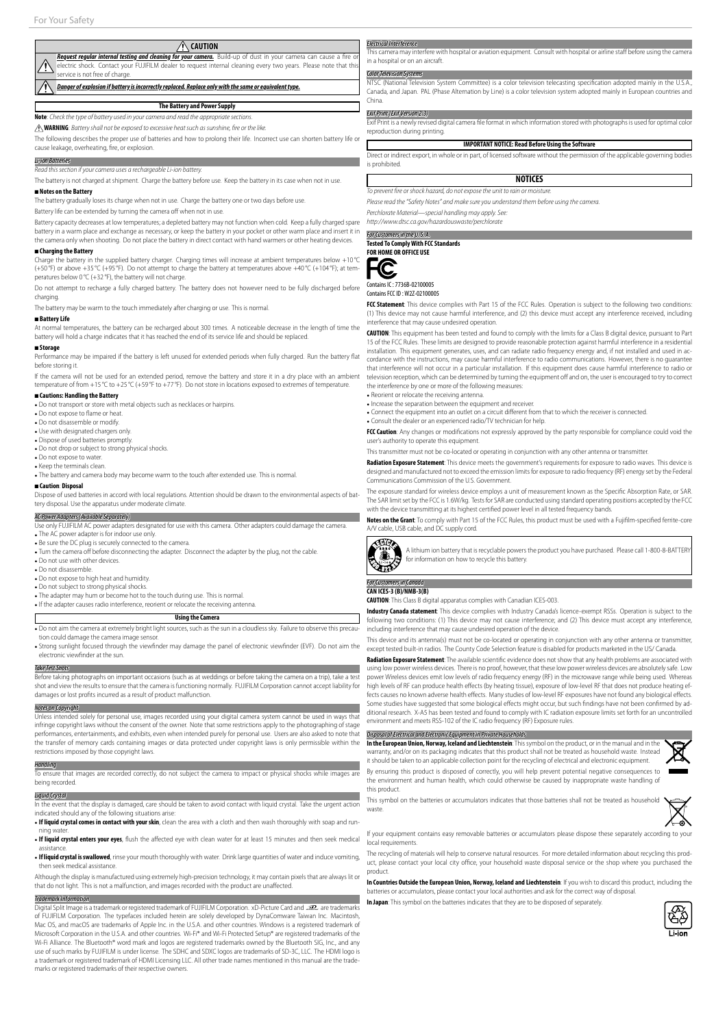## ⚠ CAUTION

***Request regular internal testing and cleaning for your camera.*** Build-up of dust in your camera can cause a fire or electric shock. Contact your FUJIFILM dealer to request internal cleaning every two years. Please note that this service is not free of charge.

***Danger of explosion if battery is incorrectly replaced. Replace only with the same or equivalent type.***

### The Battery and Power Supply

**Note**: *Check the type of battery used in your camera and read the appropriate sections.*

⚠ **WARNING**: *Battery shall not be exposed to excessive heat such as sunshine, fire or the like.*

The following describes the proper use of batteries and how to prolong their life. Incorrect use can shorten battery life or cause leakage, overheating, fire, or explosion.

#### *Li-ion Batteries*

*Read this section if your camera uses a rechargeable Li-ion battery.*

The battery is not charged at shipment. Charge the battery before use. Keep the battery in its case when not in use.

**■ Notes on the Battery**

The battery gradually loses its charge when not in use. Charge the battery one or two days before use.

Battery life can be extended by turning the camera off when not in use.

Battery capacity decreases at low temperatures; a depleted battery may not function when cold. Keep a fully charged spare battery in a warm place and exchange as necessary, or keep the battery in your pocket or other warm place and insert it in the camera only when shooting. Do not place the battery in direct contact with hand warmers or other heating devices.

**■ Charging the Battery**

Charge the battery in the supplied battery charger. Charging times will increase at ambient temperatures below +10 °C (+50 °F) or above +35 °C (+95 °F). Do not attempt to charge the battery at temperatures above +40 °C (+104 °F); at temperatures below 0 °C (+32 °F), the battery will not charge.

Do not attempt to recharge a fully charged battery. The battery does not however need to be fully discharged before charging.

The battery may be warm to the touch immediately after charging or use. This is normal.

**■ Battery Life**

At normal temperatures, the battery can be recharged about 300 times. A noticeable decrease in the length of time the battery will hold a charge indicates that it has reached the end of its service life and should be replaced.

**■ Storage**

Performance may be impaired if the battery is left unused for extended periods when fully charged. Run the battery flat before storing it.

If the camera will not be used for an extended period, remove the battery and store it in a dry place with an ambient temperature of from +15 °C to +25 °C (+59 °F to +77 °F). Do not store in locations exposed to extremes of temperature.

**■ Cautions: Handling the Battery**

- Do not transport or store with metal objects such as necklaces or hairpins.
- Do not expose to flame or heat.
- Do not disassemble or modify.
- Use with designated chargers only.
- Dispose of used batteries promptly.
- Do not drop or subject to strong physical shocks.
- Do not expose to water.
- Keep the terminals clean.
- The battery and camera body may become warm to the touch after extended use. This is normal.

**■ Caution**: **Disposal**

Dispose of used batteries in accord with local regulations. Attention should be drawn to the environmental aspects of battery disposal. Use the apparatus under moderate climate.

#### *AC Power Adapters (Available Separately)*

Use only FUJIFILM AC power adapters designated for use with this camera. Other adapters could damage the camera.

- The AC power adapter is for indoor use only.
- Be sure the DC plug is securely connected to the camera.
- Turn the camera off before disconnecting the adapter. Disconnect the adapter by the plug, not the cable.
- Do not use with other devices.
- Do not disassemble.
- Do not expose to high heat and humidity.
- Do not subject to strong physical shocks.
- The adapter may hum or become hot to the touch during use. This is normal.
- If the adapter causes radio interference, reorient or relocate the receiving antenna.

### Using the Camera

- Do not aim the camera at extremely bright light sources, such as the sun in a cloudless sky. Failure to observe this precaution could damage the camera image sensor.
- Strong sunlight focused through the viewfinder may damage the panel of electronic viewfinder (EVF). Do not aim the electronic viewfinder at the sun.

#### *Take Test Shots*

Before taking photographs on important occasions (such as at weddings or before taking the camera on a trip), take a test shot and view the results to ensure that the camera is functioning normally. FUJIFILM Corporation cannot accept liability for damages or lost profits incurred as a result of product malfunction.

#### *Notes on Copyright*

Unless intended solely for personal use, images recorded using your digital camera system cannot be used in ways that infringe copyright laws without the consent of the owner. Note that some restrictions apply to the photographing of stage performances, entertainments, and exhibits, even when intended purely for personal use. Users are also asked to note that the transfer of memory cards containing images or data protected under copyright laws is only permissible within the restrictions imposed by those copyright laws.

#### *Handling*

To ensure that images are recorded correctly, do not subject the camera to impact or physical shocks while images are being recorded.

#### *Liquid Crystal*

In the event that the display is damaged, care should be taken to avoid contact with liquid crystal. Take the urgent action indicated should any of the following situations arise:

- **If liquid crystal comes in contact with your skin**, clean the area with a cloth and then wash thoroughly with soap and running water.
- **If liquid crystal enters your eyes**, flush the affected eye with clean water for at least 15 minutes and then seek medical assistance.
- **If liquid crystal is swallowed**, rinse your mouth thoroughly with water. Drink large quantities of water and induce vomiting, then seek medical assistance.

Although the display is manufactured using extremely high-precision technology, it may contain pixels that are always lit or that do not light. This is not a malfunction, and images recorded with the product are unaffected.

#### *Trademark Information*

Digital Split Image is a trademark or registered trademark of FUJIFILM Corporation. xD-Picture Card and xD are trademarks of FUJIFILM Corporation. The typefaces included herein are solely developed by DynaComware Taiwan Inc. Macintosh, Mac OS, and macOS are trademarks of Apple Inc. in the U.S.A. and other countries. Windows is a registered trademark of Microsoft Corporation in the U.S.A. and other countries. Wi-Fi® and Wi-Fi Protected Setup® are registered trademarks of the Wi-Fi Alliance. The Bluetooth® word mark and logos are registered trademarks owned by the Bluetooth SIG, Inc., and any use of such marks by FUJIFILM is under license. The SDHC and SDXC logos are trademarks of SD-3C, LLC. The HDMI logo is a trademark or registered trademark of HDMI Licensing LLC. All other trade names mentioned in this manual are the trademarks or registered trademarks of their respective owners.

#### *Electrical Interference*

This camera may interfere with hospital or aviation equipment. Consult with hospital or airline staff before using the camera in a hospital or on an aircraft.

#### *Color Television Systems*

NTSC (National Television System Committee) is a color television telecasting specification adopted mainly in the U.S.A., Canada, and Japan. PAL (Phase Alternation by Line) is a color television system adopted mainly in European countries and China.

#### *Exif Print (Exif Version 2.3)*

Exif Print is a newly revised digital camera file format in which information stored with photographs is used for optimal color reproduction during printing.

### IMPORTANT NOTICE: Read Before Using the Software

Direct or indirect export, in whole or in part, of licensed software without the permission of the applicable governing bodies is prohibited.

## NOTICES

*To prevent fire or shock hazard, do not expose the unit to rain or moisture.*

*Please read the "Safety Notes" and make sure you understand them before using the camera.*

*Perchlorate Material—special handling may apply. See: http://www.dtsc.ca.gov/hazardouswaste/perchlorate*

#### *For Customers in the U. S. A.*

**Tested To Comply With FCC Standards**
**FOR HOME OR OFFICE USE**

Contains IC : 7736B-02100005
Contains FCC ID : W2Z-02100005

**FCC Statement**: This device complies with Part 15 of the FCC Rules. Operation is subject to the following two conditions: (1) This device may not cause harmful interference, and (2) this device must accept any interference received, including interference that may cause undesired operation.

**CAUTION**: This equipment has been tested and found to comply with the limits for a Class B digital device, pursuant to Part 15 of the FCC Rules. These limits are designed to provide reasonable protection against harmful interference in a residential installation. This equipment generates, uses, and can radiate radio frequency energy and, if not installed and used in accordance with the instructions, may cause harmful interference to radio communications. However, there is no guarantee that interference will not occur in a particular installation. If this equipment does cause harmful interference to radio or television reception, which can be determined by turning the equipment off and on, the user is encouraged to try to correct the interference by one or more of the following measures:

- Reorient or relocate the receiving antenna.
- Increase the separation between the equipment and receiver.
- Connect the equipment into an outlet on a circuit different from that to which the receiver is connected.
- Consult the dealer or an experienced radio/TV technician for help.

**FCC Caution**: Any changes or modifications not expressly approved by the party responsible for compliance could void the user's authority to operate this equipment.

This transmitter must not be co-located or operating in conjunction with any other antenna or transmitter.

**Radiation Exposure Statement**: This device meets the government's requirements for exposure to radio waves. This device is designed and manufactured not to exceed the emission limits for exposure to radio frequency (RF) energy set by the Federal Communications Commission of the U.S. Government.

The exposure standard for wireless device employs a unit of measurement known as the Specific Absorption Rate, or SAR. The SAR limit set by the FCC is 1.6W/kg. Tests for SAR are conducted using standard operating positions accepted by the FCC with the device transmitting at its highest certified power level in all tested frequency bands.

**Notes on the Grant**: To comply with Part 15 of the FCC Rules, this product must be used with a Fujifilm-specified ferrite-core A/V cable, USB cable, and DC supply cord.

A lithium ion battery that is recyclable powers the product you have purchased. Please call 1-800-8-BATTERY for information on how to recycle this battery.

#### *For Customers in Canada*

**CAN ICES-3 (B)/NMB-3(B)**

**CAUTION**: This Class B digital apparatus complies with Canadian ICES-003.

**Industry Canada statement**: This device complies with Industry Canada's licence-exempt RSSs. Operation is subject to the following two conditions: (1) This device may not cause interference; and (2) This device must accept any interference, including interference that may cause undesired operation of the device.

This device and its antenna(s) must not be co-located or operating in conjunction with any other antenna or transmitter, except tested built-in radios. The County Code Selection feature is disabled for products marketed in the US/ Canada.

**Radiation Exposure Statement**: The available scientific evidence does not show that any health problems are associated with using low power wireless devices. There is no proof, however, that these low power wireless devices are absolutely safe. Low power Wireless devices emit low levels of radio frequency energy (RF) in the microwave range while being used. Whereas high levels of RF can produce health effects (by heating tissue), exposure of low-level RF that does not produce heating effects causes no known adverse health effects. Many studies of low-level RF exposures have not found any biological effects. Some studies have suggested that some biological effects might occur, but such findings have not been confirmed by additional research. X-A5 has been tested and found to comply with IC radiation exposure limits set forth for an uncontrolled environment and meets RSS-102 of the IC radio frequency (RF) Exposure rules.

#### *Disposal of Electrical and Electronic Equipment in Private Households*

**In the European Union, Norway, Iceland and Liechtenstein**: This symbol on the product, or in the manual and in the warranty, and/or on its packaging indicates that this product shall not be treated as household waste. Instead it should be taken to an applicable collection point for the recycling of electrical and electronic equipment.

By ensuring this product is disposed of correctly, you will help prevent potential negative consequences to the environment and human health, which could otherwise be caused by inappropriate waste handling of this product.

This symbol on the batteries or accumulators indicates that those batteries shall not be treated as household waste.

If your equipment contains easy removable batteries or accumulators please dispose these separately according to your local requirements.

The recycling of materials will help to conserve natural resources. For more detailed information about recycling this product, please contact your local city office, your household waste disposal service or the shop where you purchased the product.

**In Countries Outside the European Union, Norway, Iceland and Liechtenstein**: If you wish to discard this product, including the batteries or accumulators, please contact your local authorities and ask for the correct way of disposal.

**In Japan**: This symbol on the batteries indicates that they are to be disposed of separately.

Li-ion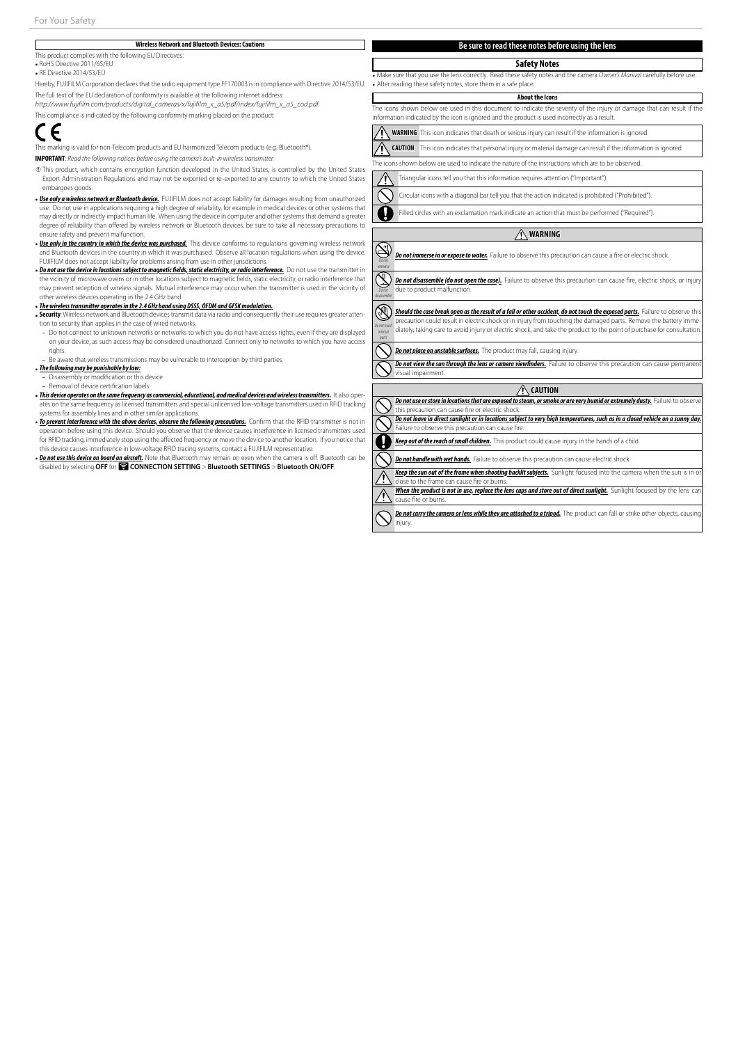## Wireless Network and Bluetooth Devices: Cautions

This product complies with the following EU Directives:

- RoHS Directive 2011/65/EU
- RE Directive 2014/53/EU

Hereby, FUJIFILM Corporation declares that the radio equipment type FF170003 is in compliance with Directive 2014/53/EU.

The full text of the EU declaration of conformity is available at the following internet address:

*http://www.fujifilm.com/products/digital_cameras/x/fujifilm_x_a5/pdf/index/fujifilm_x_a5_cod.pdf*

This compliance is indicated by the following conformity marking placed on the product:

CE

This marking is valid for non-Telecom products and EU harmonized Telecom products (e.g. Bluetooth®).

**IMPORTANT**: *Read the following notices before using the camera's built-in wireless transmitter.*

① This product, which contains encryption function developed in the United States, is controlled by the United States Export Administration Regulations and may not be exported or re-exported to any country to which the United States embargoes goods.

- ***Use only a wireless network or Bluetooth device.*** FUJIFILM does not accept liability for damages resulting from unauthorized use. Do not use in applications requiring a high degree of reliability, for example in medical devices or other systems that may directly or indirectly impact human life. When using the device in computer and other systems that demand a greater degree of reliability than offered by wireless network or Bluetooth devices, be sure to take all necessary precautions to ensure safety and prevent malfunction.
- ***Use only in the country in which the device was purchased.*** This device conforms to regulations governing wireless network and Bluetooth devices in the country in which it was purchased. Observe all location regulations when using the device. FUJIFILM does not accept liability for problems arising from use in other jurisdictions.
- ***Do not use the device in locations subject to magnetic fields, static electricity, or radio interference.*** Do not use the transmitter in the vicinity of microwave ovens or in other locations subject to magnetic fields, static electricity, or radio interference that may prevent reception of wireless signals. Mutual interference may occur when the transmitter is used in the vicinity of other wireless devices operating in the 2.4 GHz band.
- ***The wireless transmitter operates in the 2.4 GHz band using DSSS, OFDM and GFSK modulation.***
- **Security**: Wireless network and Bluetooth devices transmit data via radio and consequently their use requires greater attention to security than applies in the case of wired networks.
  - Do not connect to unknown networks or networks to which you do not have access rights, even if they are displayed on your device, as such access may be considered unauthorized. Connect only to networks to which you have access rights.
  - Be aware that wireless transmissions may be vulnerable to interception by third parties.
- ***The following may be punishable by law:***
  - Disassembly or modification or this device
  - Removal of device certification labels
- ***This device operates on the same frequency as commercial, educational, and medical devices and wireless transmitters.*** It also operates on the same frequency as licensed transmitters and special unlicensed low-voltage transmitters used in RFID tracking systems for assembly lines and in other similar applications.
- ***To prevent interference with the above devices, observe the following precautions.*** Confirm that the RFID transmitter is not in operation before using this device. Should you observe that the device causes interference in licensed transmitters used for RFID tracking, immediately stop using the affected frequency or move the device to another location. If you notice that this device causes interference in low-voltage RFID tracing systems, contact a FUJIFILM representative.
- ***Do not use this device on board an aircraft.*** Note that Bluetooth may remain on even when the camera is off. Bluetooth can be disabled by selecting **OFF** for **CONNECTION SETTING** > **Bluetooth SETTINGS** > **Bluetooth ON/OFF**.

## Be sure to read these notes before using the lens

### Safety Notes

- Make sure that you use the lens correctly. Read these safety notes and the camera *Owner's Manual* carefully before use.
- After reading these safety notes, store them in a safe place.

#### About the Icons

The icons shown below are used in this document to indicate the severity of the injury or damage that can result if the information indicated by the icon is ignored and the product is used incorrectly as a result.

| | |
|---|---|
| WARNING | This icon indicates that death or serious injury can result if the information is ignored. |
| CAUTION | This icon indicates that personal injury or material damage can result if the information is ignored. |

The icons shown below are used to indicate the nature of the instructions which are to be observed.

| | |
|---|---|
| △ | Triangular icons tell you that this information requires attention ("Important"). |
| ⃠ | Circular icons with a diagonal bar tell you that the action indicated is prohibited ("Prohibited"). |
| ! | Filled circles with an exclamation mark indicate an action that must be performed ("Required"). |

#### WARNING

| | |
|---|---|
| Do not immerse | ***Do not immerse in or expose to water.*** Failure to observe this precaution can cause a fire or electric shock. |
| Do not disassemble | ***Do not disassemble (do not open the case).*** Failure to observe this precaution can cause fire, electric shock, or injury due to product malfunction. |
| Do not touch internal parts | ***Should the case break open as the result of a fall or other accident, do not touch the exposed parts.*** Failure to observe this precaution could result in electric shock or in injury from touching the damaged parts. Remove the battery immediately, taking care to avoid injury or electric shock, and take the product to the point of purchase for consultation. |
| ⃠ | ***Do not place on unstable surfaces.*** The product may fall, causing injury. |
| ⃠ | ***Do not view the sun through the lens or camera viewfinders.*** Failure to observe this precaution can cause permanent visual impairment. |

#### CAUTION

| | |
|---|---|
| ⃠ | ***Do not use or store in locations that are exposed to steam, or smoke or are very humid or extremely dusty.*** Failure to observe this precaution can cause fire or electric shock. |
| ⃠ | ***Do not leave in direct sunlight or in locations subject to very high temperatures, such as in a closed vehicle on a sunny day.*** Failure to observe this precaution can cause fire. |
| ! | ***Keep out of the reach of small children.*** This product could cause injury in the hands of a child. |
| ⃠ | ***Do not handle with wet hands.*** Failure to observe this precaution can cause electric shock. |
| △ | ***Keep the sun out of the frame when shooting backlit subjects.*** Sunlight focused into the camera when the sun is in or close to the frame can cause fire or burns. |
| △ | ***When the product is not in use, replace the lens caps and store out of direct sunlight.*** Sunlight focused by the lens can cause fire or burns. |
| ⃠ | ***Do not carry the camera or lens while they are attached to a tripod.*** The product can fall or strike other objects, causing injury. |